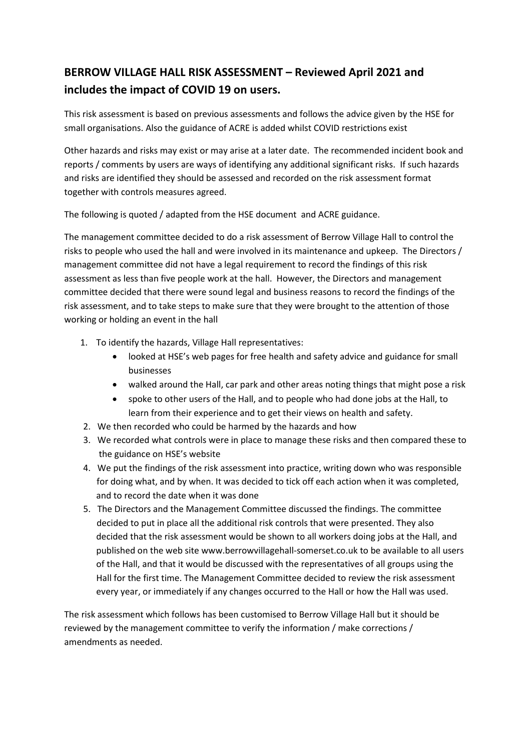## BERROW VILLAGE HALL RISK ASSESSMENT – Reviewed April 2021 and includes the impact of COVID 19 on users.

This risk assessment is based on previous assessments and follows the advice given by the HSE for small organisations. Also the guidance of ACRE is added whilst COVID restrictions exist

Other hazards and risks may exist or may arise at a later date. The recommended incident book and reports / comments by users are ways of identifying any additional significant risks. If such hazards and risks are identified they should be assessed and recorded on the risk assessment format together with controls measures agreed.

The following is quoted / adapted from the HSE document and ACRE guidance.

The management committee decided to do a risk assessment of Berrow Village Hall to control the risks to people who used the hall and were involved in its maintenance and upkeep. The Directors / management committee did not have a legal requirement to record the findings of this risk assessment as less than five people work at the hall. However, the Directors and management committee decided that there were sound legal and business reasons to record the findings of the risk assessment, and to take steps to make sure that they were brought to the attention of those working or holding an event in the hall

1. To identify the hazards, Village Hall representatives:
   - looked at HSE's web pages for free health and safety advice and guidance for small businesses
   - walked around the Hall, car park and other areas noting things that might pose a risk
   - spoke to other users of the Hall, and to people who had done jobs at the Hall, to learn from their experience and to get their views on health and safety.
2. We then recorded who could be harmed by the hazards and how
3. We recorded what controls were in place to manage these risks and then compared these to the guidance on HSE's website
4. We put the findings of the risk assessment into practice, writing down who was responsible for doing what, and by when. It was decided to tick off each action when it was completed, and to record the date when it was done
5. The Directors and the Management Committee discussed the findings. The committee decided to put in place all the additional risk controls that were presented. They also decided that the risk assessment would be shown to all workers doing jobs at the Hall, and published on the web site www.berrowvillagehall-somerset.co.uk to be available to all users of the Hall, and that it would be discussed with the representatives of all groups using the Hall for the first time. The Management Committee decided to review the risk assessment every year, or immediately if any changes occurred to the Hall or how the Hall was used.

The risk assessment which follows has been customised to Berrow Village Hall but it should be reviewed by the management committee to verify the information / make corrections / amendments as needed.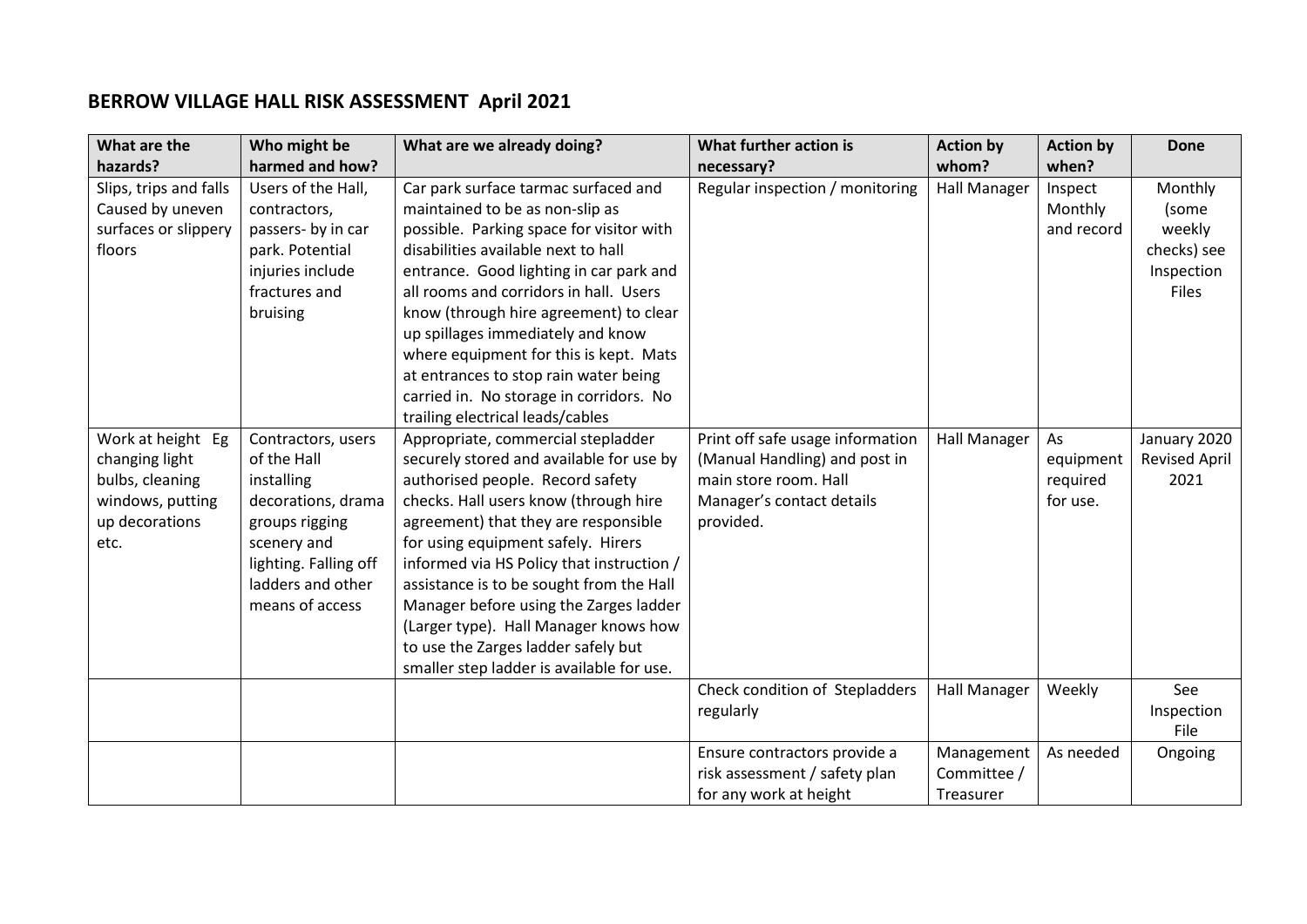## BERROW VILLAGE HALL RISK ASSESSMENT April 2021

| What are the hazards? | Who might be harmed and how? | What are we already doing? | What further action is necessary? | Action by whom? | Action by when? | Done |
|---|---|---|---|---|---|---|
| Slips, trips and falls Caused by uneven surfaces or slippery floors | Users of the Hall, contractors, passers- by in car park. Potential injuries include fractures and bruising | Car park surface tarmac surfaced and maintained to be as non-slip as possible. Parking space for visitor with disabilities available next to hall entrance. Good lighting in car park and all rooms and corridors in hall. Users know (through hire agreement) to clear up spillages immediately and know where equipment for this is kept. Mats at entrances to stop rain water being carried in. No storage in corridors. No trailing electrical leads/cables | Regular inspection / monitoring | Hall Manager | Inspect Monthly and record | Monthly (some weekly checks) see Inspection Files |
| Work at height Eg changing light bulbs, cleaning windows, putting up decorations etc. | Contractors, users of the Hall installing decorations, drama groups rigging scenery and lighting. Falling off ladders and other means of access | Appropriate, commercial stepladder securely stored and available for use by authorised people. Record safety checks. Hall users know (through hire agreement) that they are responsible for using equipment safely. Hirers informed via HS Policy that instruction / assistance is to be sought from the Hall Manager before using the Zarges ladder (Larger type). Hall Manager knows how to use the Zarges ladder safely but smaller step ladder is available for use. | Print off safe usage information (Manual Handling) and post in main store room. Hall Manager's contact details provided. | Hall Manager | As equipment required for use. | January 2020 Revised April 2021 |
| | | | Check condition of Stepladders regularly | Hall Manager | Weekly | See Inspection File |
| | | | Ensure contractors provide a risk assessment / safety plan for any work at height | Management Committee / Treasurer | As needed | Ongoing |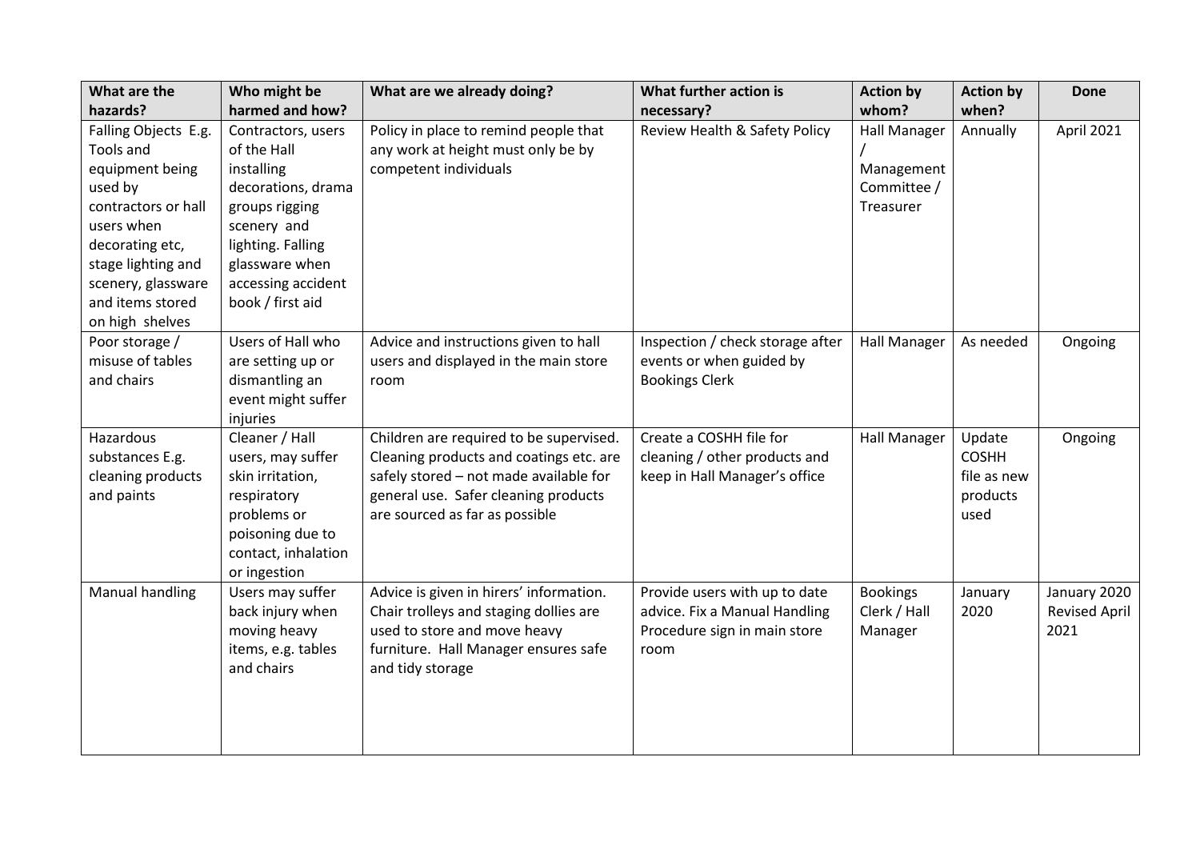| What are the hazards? | Who might be harmed and how? | What are we already doing? | What further action is necessary? | Action by whom? | Action by when? | Done |
|---|---|---|---|---|---|---|
| Falling Objects E.g. Tools and equipment being used by contractors or hall users when decorating etc, stage lighting and scenery, glassware and items stored on high shelves | Contractors, users of the Hall installing decorations, drama groups rigging scenery and lighting. Falling glassware when accessing accident book / first aid | Policy in place to remind people that any work at height must only be by competent individuals | Review Health & Safety Policy | Hall Manager / Management Committee / Treasurer | Annually | April 2021 |
| Poor storage / misuse of tables and chairs | Users of Hall who are setting up or dismantling an event might suffer injuries | Advice and instructions given to hall users and displayed in the main store room | Inspection / check storage after events or when guided by Bookings Clerk | Hall Manager | As needed | Ongoing |
| Hazardous substances E.g. cleaning products and paints | Cleaner / Hall users, may suffer skin irritation, respiratory problems or poisoning due to contact, inhalation or ingestion | Children are required to be supervised. Cleaning products and coatings etc. are safely stored – not made available for general use. Safer cleaning products are sourced as far as possible | Create a COSHH file for cleaning / other products and keep in Hall Manager's office | Hall Manager | Update COSHH file as new products used | Ongoing |
| Manual handling | Users may suffer back injury when moving heavy items, e.g. tables and chairs | Advice is given in hirers' information. Chair trolleys and staging dollies are used to store and move heavy furniture. Hall Manager ensures safe and tidy storage | Provide users with up to date advice. Fix a Manual Handling Procedure sign in main store room | Bookings Clerk / Hall Manager | January 2020 | January 2020 Revised April 2021 |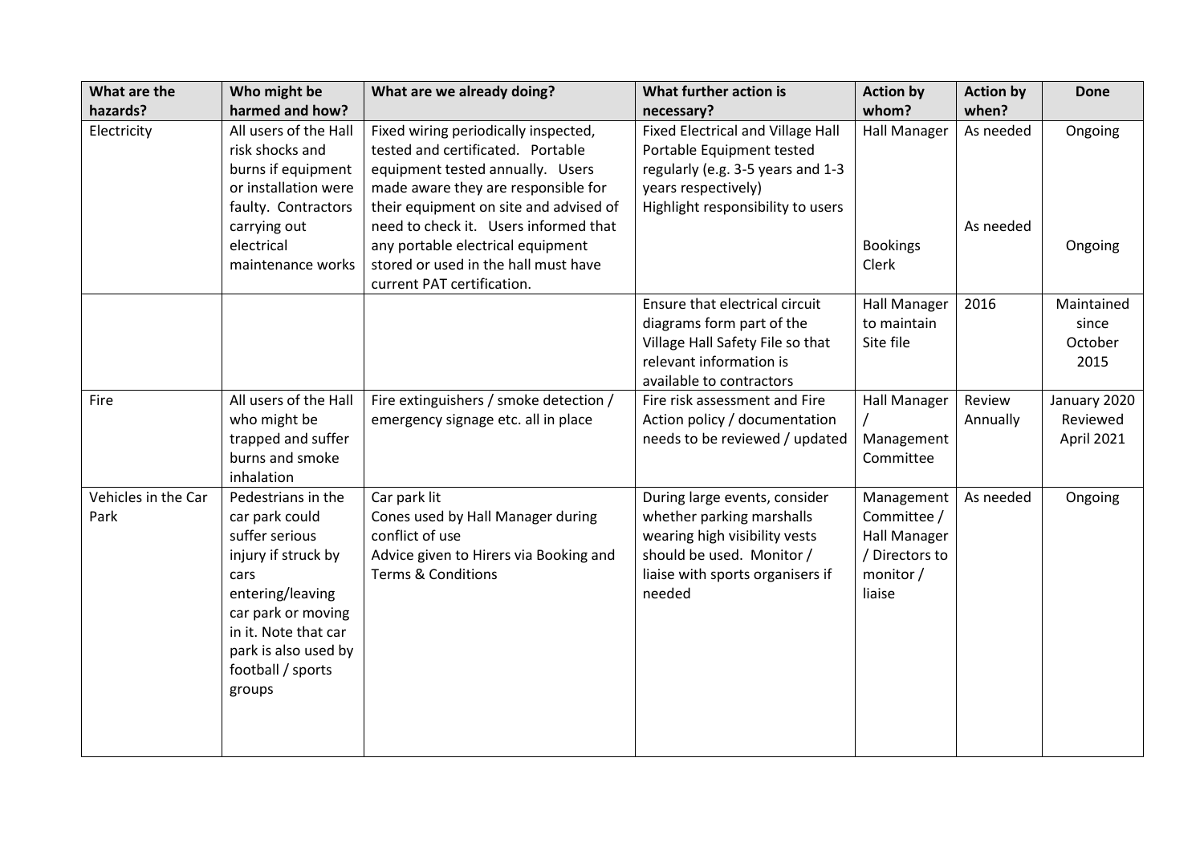| What are the hazards? | Who might be harmed and how? | What are we already doing? | What further action is necessary? | Action by whom? | Action by when? | Done |
| --- | --- | --- | --- | --- | --- | --- |
| Electricity | All users of the Hall risk shocks and burns if equipment or installation were faulty. Contractors carrying out electrical maintenance works | Fixed wiring periodically inspected, tested and certificated. Portable equipment tested annually. Users made aware they are responsible for their equipment on site and advised of need to check it. Users informed that any portable electrical equipment stored or used in the hall must have current PAT certification. | Fixed Electrical and Village Hall Portable Equipment tested regularly (e.g. 3-5 years and 1-3 years respectively)<br>Highlight responsibility to users | Hall Manager<br><br>Bookings Clerk | As needed<br><br>As needed | Ongoing<br><br>Ongoing |
| | | | Ensure that electrical circuit diagrams form part of the Village Hall Safety File so that relevant information is available to contractors | Hall Manager to maintain Site file | 2016 | Maintained since October 2015 |
| Fire | All users of the Hall who might be trapped and suffer burns and smoke inhalation | Fire extinguishers / smoke detection / emergency signage etc. all in place | Fire risk assessment and Fire Action policy / documentation needs to be reviewed / updated | Hall Manager / Management Committee | Review Annually | January 2020 Reviewed April 2021 |
| Vehicles in the Car Park | Pedestrians in the car park could suffer serious injury if struck by cars entering/leaving car park or moving in it. Note that car park is also used by football / sports groups | Car park lit<br>Cones used by Hall Manager during conflict of use<br>Advice given to Hirers via Booking and Terms & Conditions | During large events, consider whether parking marshalls wearing high visibility vests should be used. Monitor / liaise with sports organisers if needed | Management Committee / Hall Manager / Directors to monitor / liaise | As needed | Ongoing |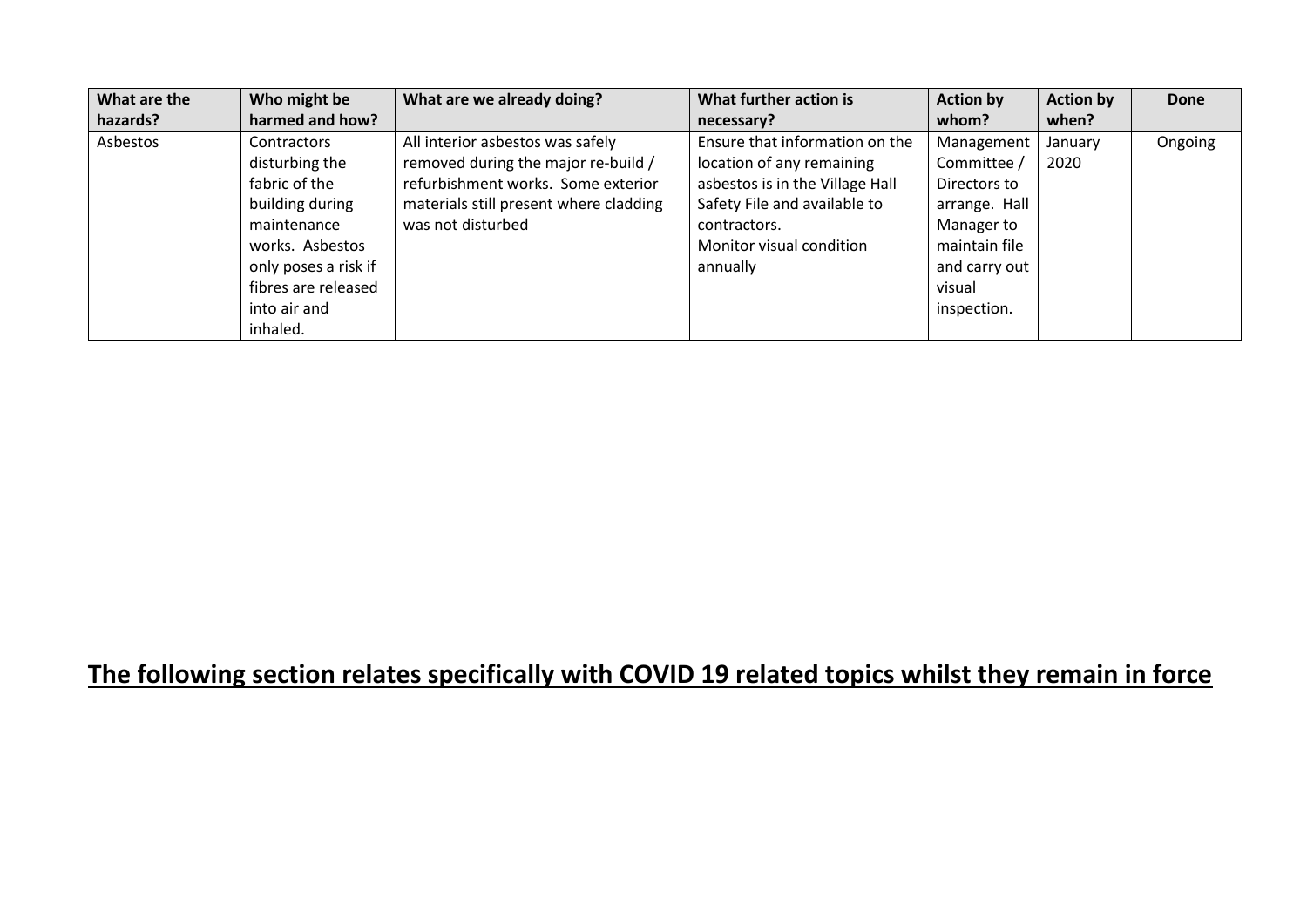| What are the hazards? | Who might be harmed and how? | What are we already doing? | What further action is necessary? | Action by whom? | Action by when? | Done |
|---|---|---|---|---|---|---|
| Asbestos | Contractors disturbing the fabric of the building during maintenance works. Asbestos only poses a risk if fibres are released into air and inhaled. | All interior asbestos was safely removed during the major re-build / refurbishment works. Some exterior materials still present where cladding was not disturbed | Ensure that information on the location of any remaining asbestos is in the Village Hall Safety File and available to contractors. Monitor visual condition annually | Management Committee / Directors to arrange. Hall Manager to maintain file and carry out visual inspection. | January 2020 | Ongoing |

## **The following section relates specifically with COVID 19 related topics whilst they remain in force**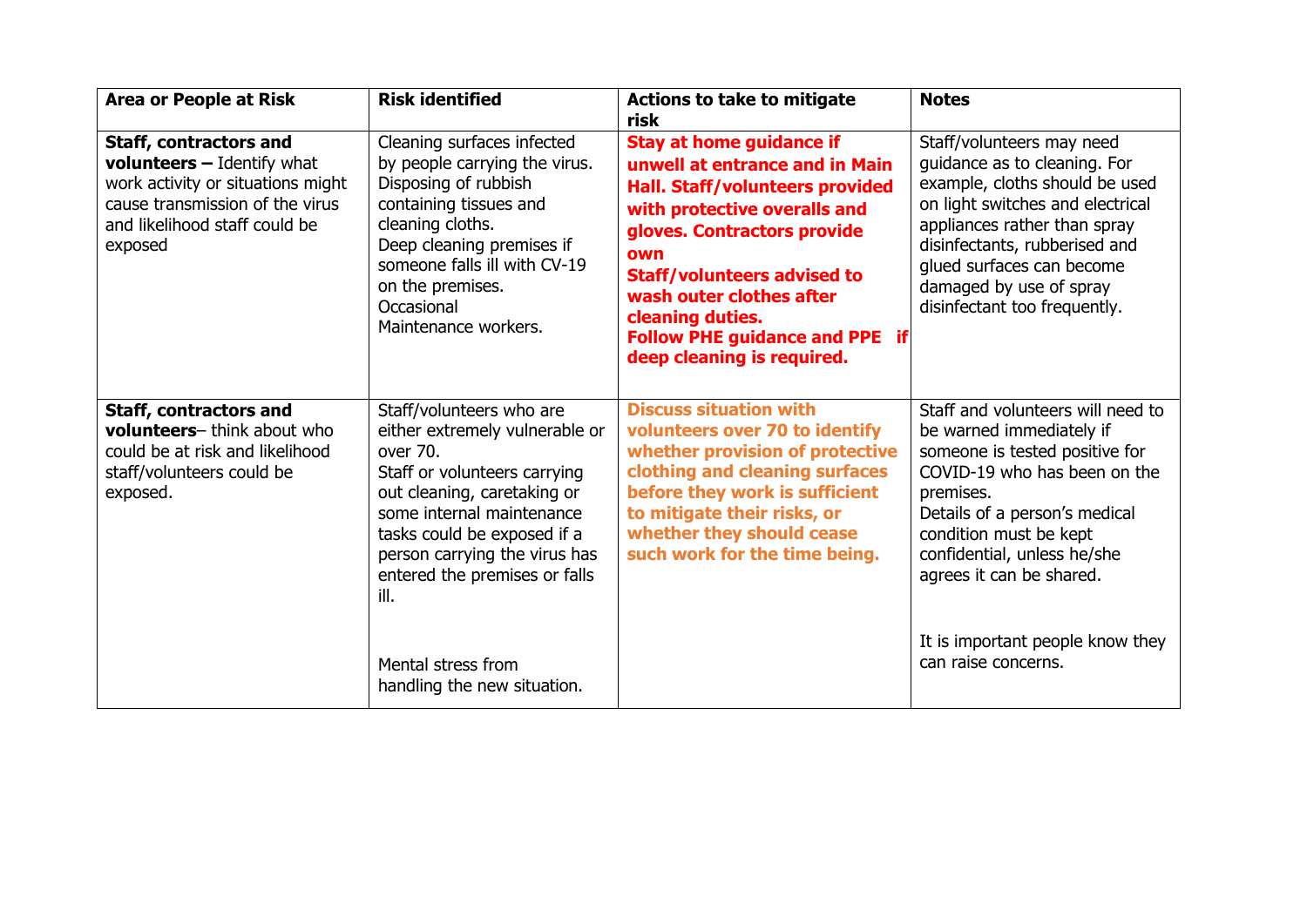| Area or People at Risk | Risk identified | Actions to take to mitigate risk | Notes |
|---|---|---|---|
| **Staff, contractors and volunteers –** Identify what work activity or situations might cause transmission of the virus and likelihood staff could be exposed | Cleaning surfaces infected by people carrying the virus. Disposing of rubbish containing tissues and cleaning cloths. Deep cleaning premises if someone falls ill with CV-19 on the premises. Occasional Maintenance workers. | **Stay at home guidance if unwell at entrance and in Main Hall. Staff/volunteers provided with protective overalls and gloves. Contractors provide own** **Staff/volunteers advised to wash outer clothes after cleaning duties.** **Follow PHE guidance and PPE if deep cleaning is required.** | Staff/volunteers may need guidance as to cleaning. For example, cloths should be used on light switches and electrical appliances rather than spray disinfectants, rubberised and glued surfaces can become damaged by use of spray disinfectant too frequently. |
| **Staff, contractors and volunteers**– think about who could be at risk and likelihood staff/volunteers could be exposed. | Staff/volunteers who are either extremely vulnerable or over 70. Staff or volunteers carrying out cleaning, caretaking or some internal maintenance tasks could be exposed if a person carrying the virus has entered the premises or falls ill. <br><br> Mental stress from handling the new situation. | **Discuss situation with volunteers over 70 to identify whether provision of protective clothing and cleaning surfaces before they work is sufficient to mitigate their risks, or whether they should cease such work for the time being.** | Staff and volunteers will need to be warned immediately if someone is tested positive for COVID-19 who has been on the premises. Details of a person's medical condition must be kept confidential, unless he/she agrees it can be shared. <br><br> It is important people know they can raise concerns. |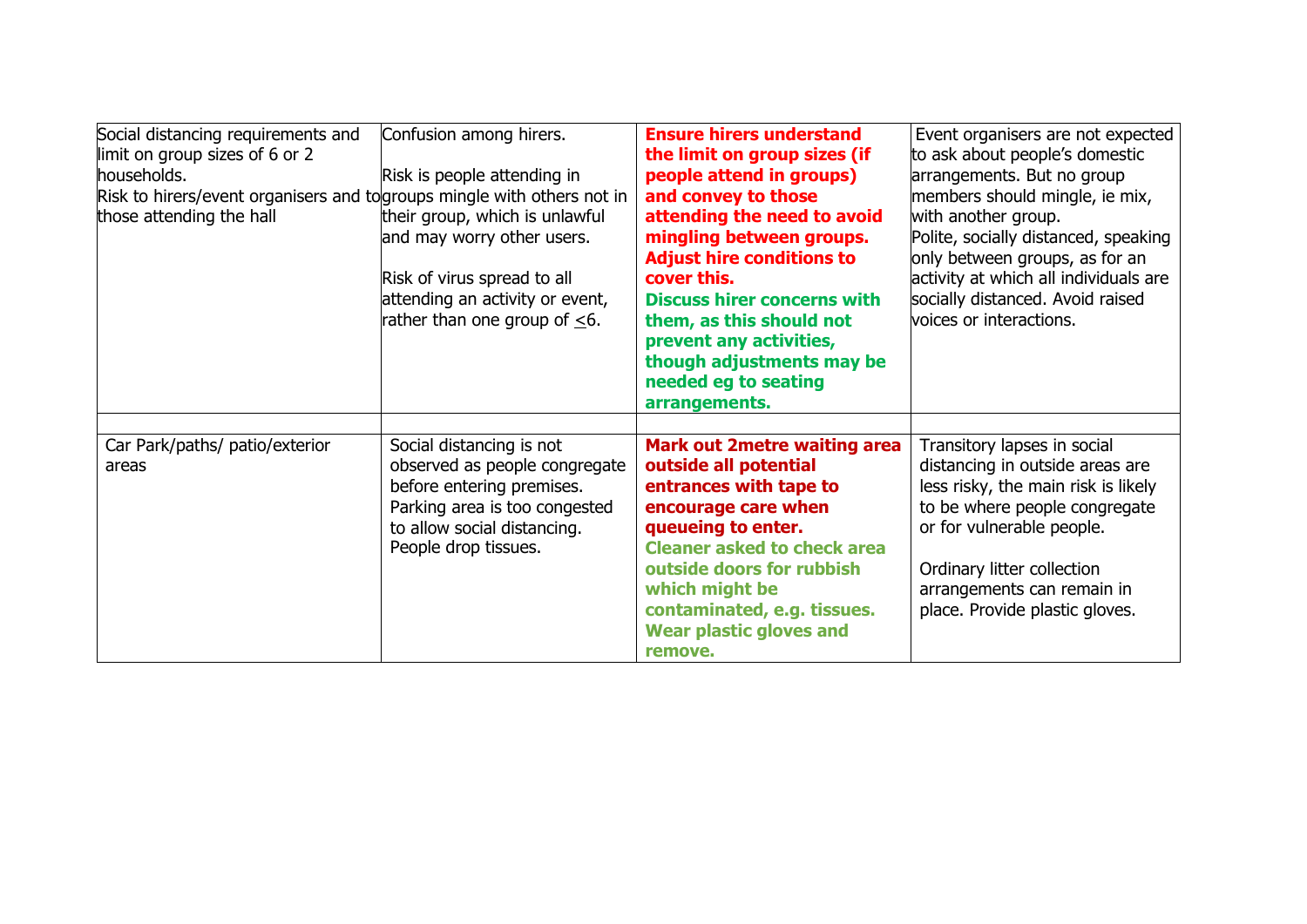| | | | |
|---|---|---|---|
| Social distancing requirements and limit on group sizes of 6 or 2 households.<br>Risk to hirers/event organisers and to those attending the hall | Confusion among hirers.<br><br>Risk is people attending in groups mingle with others not in their group, which is unlawful and may worry other users.<br><br>Risk of virus spread to all attending an activity or event, rather than one group of ≤6. | **Ensure hirers understand the limit on group sizes (if people attend in groups) and convey to those attending the need to avoid mingling between groups. Adjust hire conditions to cover this.**<br>**Discuss hirer concerns with them, as this should not prevent any activities, though adjustments may be needed eg to seating arrangements.** | Event organisers are not expected to ask about people's domestic arrangements. But no group members should mingle, ie mix, with another group.<br>Polite, socially distanced, speaking only between groups, as for an activity at which all individuals are socially distanced. Avoid raised voices or interactions. |
| | | | |
| Car Park/paths/ patio/exterior areas | Social distancing is not observed as people congregate before entering premises.<br>Parking area is too congested to allow social distancing.<br>People drop tissues. | **Mark out 2metre waiting area outside all potential entrances with tape to encourage care when queueing to enter.**<br>**Cleaner asked to check area outside doors for rubbish which might be contaminated, e.g. tissues. Wear plastic gloves and remove.** | Transitory lapses in social distancing in outside areas are less risky, the main risk is likely to be where people congregate or for vulnerable people.<br><br>Ordinary litter collection arrangements can remain in place. Provide plastic gloves. |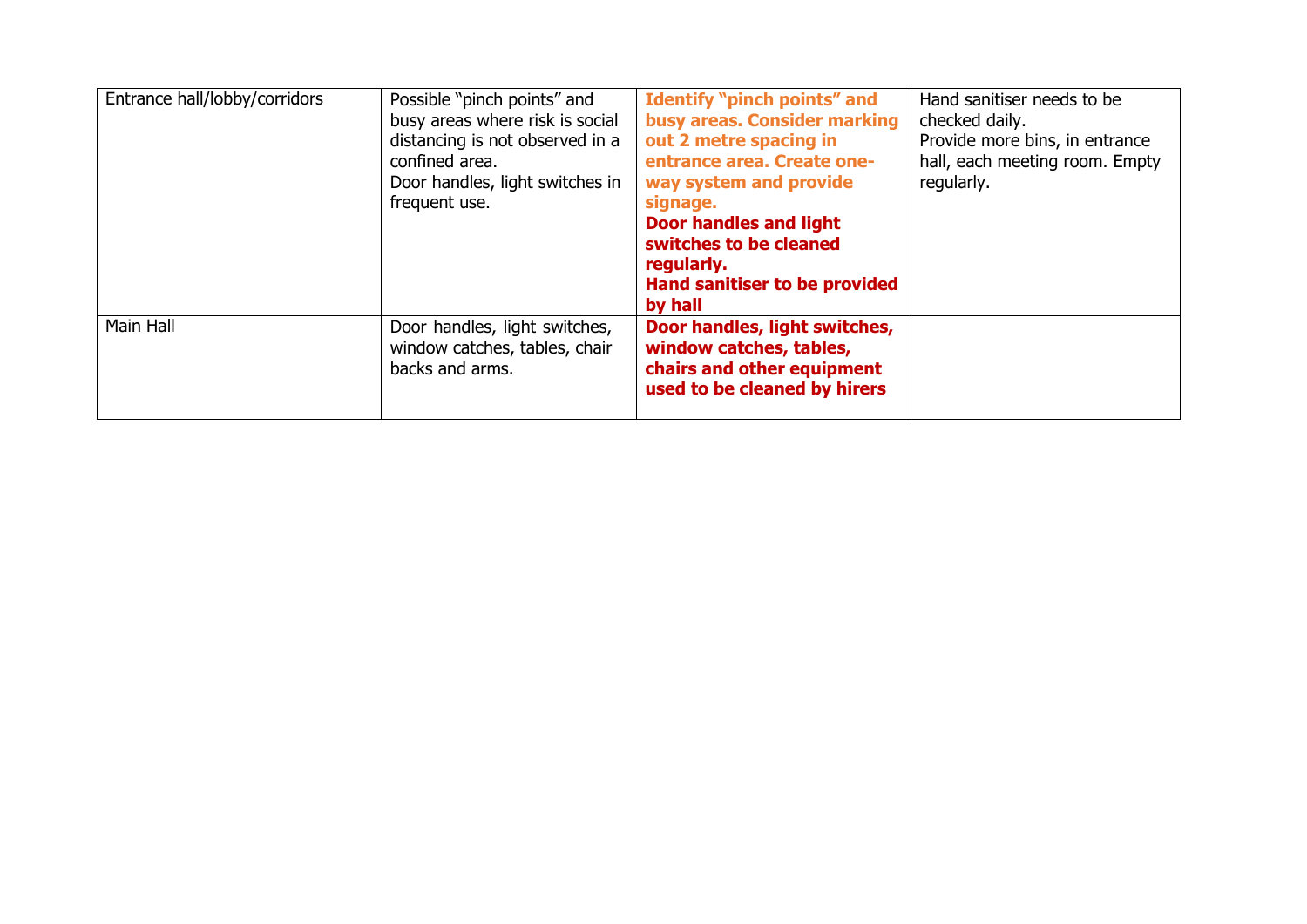| | | | |
|---|---|---|---|
| Entrance hall/lobby/corridors | Possible "pinch points" and busy areas where risk is social distancing is not observed in a confined area.<br>Door handles, light switches in frequent use. | **Identify "pinch points" and busy areas. Consider marking out 2 metre spacing in entrance area. Create one-way system and provide signage.**<br>**Door handles and light switches to be cleaned regularly.**<br>**Hand sanitiser to be provided by hall** | Hand sanitiser needs to be checked daily.<br>Provide more bins, in entrance hall, each meeting room. Empty regularly. |
| Main Hall | Door handles, light switches, window catches, tables, chair backs and arms. | **Door handles, light switches, window catches, tables, chairs and other equipment used to be cleaned by hirers** | |